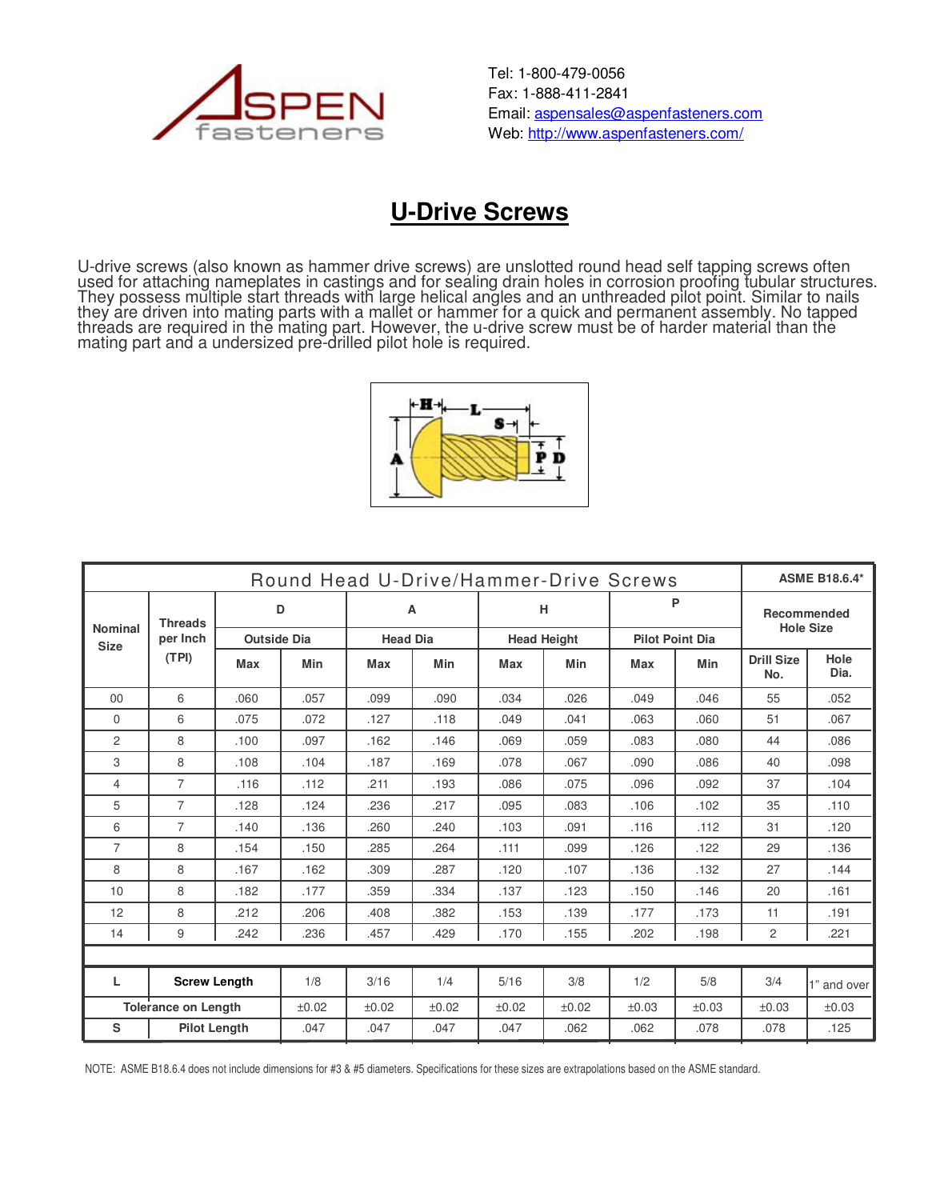Tel: 1-800-479-0056
Fax: 1-888-411-2841
Email: aspensales@aspenfasteners.com
Web: http://www.aspenfasteners.com/

# U-Drive Screws

U-drive screws (also known as hammer drive screws) are unslotted round head self tapping screws often used for attaching nameplates in castings and for sealing drain holes in corrosion proofing tubular structures. They possess multiple start threads with large helical angles and an unthreaded pilot point. Similar to nails they are driven into mating parts with a mallet or hammer for a quick and permanent assembly. No tapped threads are required in the mating part. However, the u-drive screw must be of harder material than the mating part and a undersized pre-drilled pilot hole is required.

| Round Head U-Drive/Hammer-Drive Screws | | | | | | | | | | | ASME B18.6.4* | |
|---|---|---|---|---|---|---|---|---|---|---|---|---|
| Nominal Size | Threads per Inch (TPI) | D | | A | | H | | P | | Recommended Hole Size | |
| | | Outside Dia | | Head Dia | | Head Height | | Pilot Point Dia | | | |
| | | Max | Min | Max | Min | Max | Min | Max | Min | Drill Size No. | Hole Dia. |
| 00 | 6 | .060 | .057 | .099 | .090 | .034 | .026 | .049 | .046 | 55 | .052 |
| 0 | 6 | .075 | .072 | .127 | .118 | .049 | .041 | .063 | .060 | 51 | .067 |
| 2 | 8 | .100 | .097 | .162 | .146 | .069 | .059 | .083 | .080 | 44 | .086 |
| 3 | 8 | .108 | .104 | .187 | .169 | .078 | .067 | .090 | .086 | 40 | .098 |
| 4 | 7 | .116 | .112 | .211 | .193 | .086 | .075 | .096 | .092 | 37 | .104 |
| 5 | 7 | .128 | .124 | .236 | .217 | .095 | .083 | .106 | .102 | 35 | .110 |
| 6 | 7 | .140 | .136 | .260 | .240 | .103 | .091 | .116 | .112 | 31 | .120 |
| 7 | 8 | .154 | .150 | .285 | .264 | .111 | .099 | .126 | .122 | 29 | .136 |
| 8 | 8 | .167 | .162 | .309 | .287 | .120 | .107 | .136 | .132 | 27 | .144 |
| 10 | 8 | .182 | .177 | .359 | .334 | .137 | .123 | .150 | .146 | 20 | .161 |
| 12 | 8 | .212 | .206 | .408 | .382 | .153 | .139 | .177 | .173 | 11 | .191 |
| 14 | 9 | .242 | .236 | .457 | .429 | .170 | .155 | .202 | .198 | 2 | .221 |

| L | Screw Length | 1/8 | 3/16 | 1/4 | 5/16 | 3/8 | 1/2 | 5/8 | 3/4 | 1" and over |
|---|---|---|---|---|---|---|---|---|---|---|
| Tolerance on Length | | ±0.02 | ±0.02 | ±0.02 | ±0.02 | ±0.02 | ±0.03 | ±0.03 | ±0.03 | ±0.03 |
| S | Pilot Length | .047 | .047 | .047 | .047 | .062 | .062 | .078 | .078 | .125 |

NOTE: ASME B18.6.4 does not include dimensions for #3 & #5 diameters. Specifications for these sizes are extrapolations based on the ASME standard.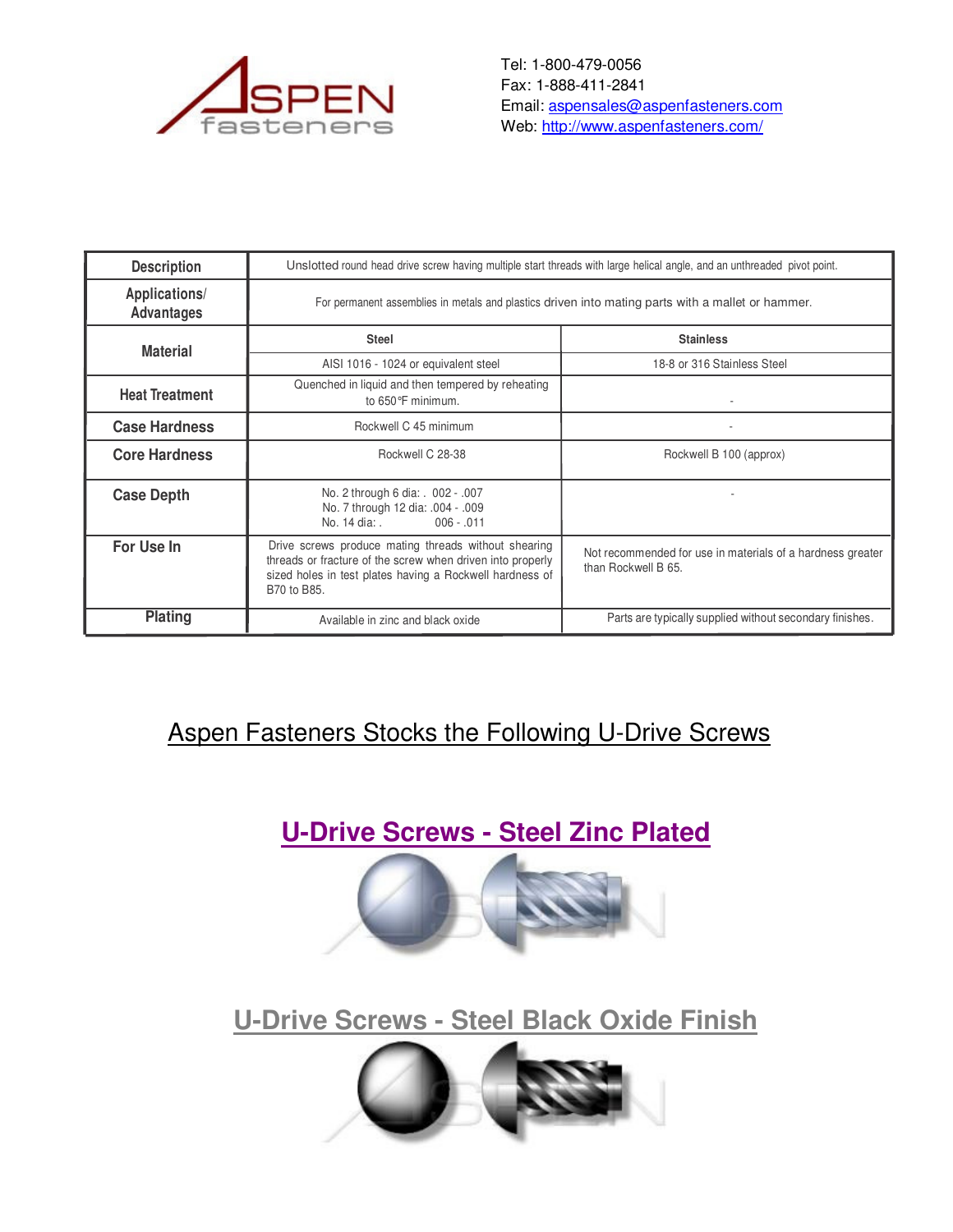Tel: 1-800-479-0056
Fax: 1-888-411-2841
Email: aspensales@aspenfasteners.com
Web: http://www.aspenfasteners.com/

| | | |
|---|---|---|
| **Description** | Unslotted round head drive screw having multiple start threads with large helical angle, and an unthreaded pivot point. | |
| **Applications/ Advantages** | For permanent assemblies in metals and plastics driven into mating parts with a mallet or hammer. | |
| **Material** | **Steel** | **Stainless** |
| | AISI 1016 - 1024 or equivalent steel | 18-8 or 316 Stainless Steel |
| **Heat Treatment** | Quenched in liquid and then tempered by reheating to 650°F minimum. | - |
| **Case Hardness** | Rockwell C 45 minimum | - |
| **Core Hardness** | Rockwell C 28-38 | Rockwell B 100 (approx) |
| **Case Depth** | No. 2 through 6 dia: . 002 - .007<br>No. 7 through 12 dia: .004 - .009<br>No. 14 dia: . 006 - .011 | - |
| **For Use In** | Drive screws produce mating threads without shearing threads or fracture of the screw when driven into properly sized holes in test plates having a Rockwell hardness of B70 to B85. | Not recommended for use in materials of a hardness greater than Rockwell B 65. |
| **Plating** | Available in zinc and black oxide | Parts are typically supplied without secondary finishes. |

## Aspen Fasteners Stocks the Following U-Drive Screws

### U-Drive Screws - Steel Zinc Plated

### U-Drive Screws - Steel Black Oxide Finish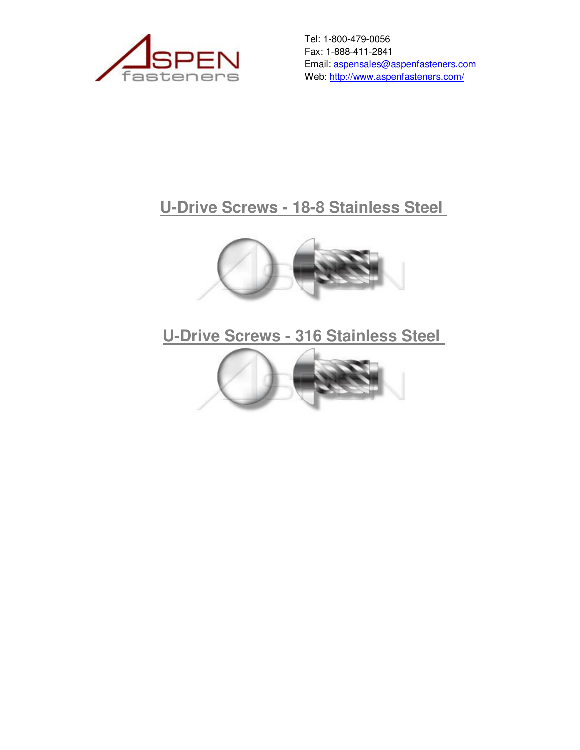Tel: 1-800-479-0056
Fax: 1-888-411-2841
Email: aspensales@aspenfasteners.com
Web: http://www.aspenfasteners.com/

## U-Drive Screws - 18-8 Stainless Steel

## U-Drive Screws - 316 Stainless Steel